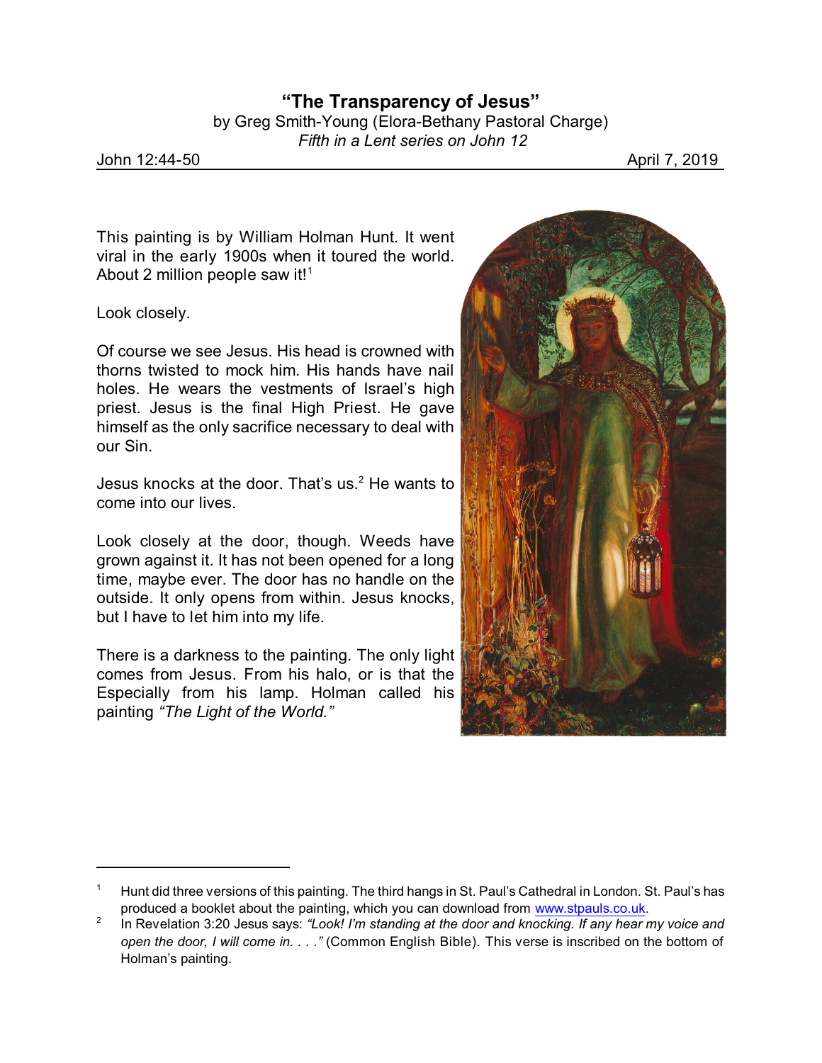# "The Transparency of Jesus"

by Greg Smith-Young (Elora-Bethany Pastoral Charge)
*Fifth in a Lent series on John 12*

John 12:44-50 April 7, 2019

---

This painting is by William Holman Hunt. It went viral in the early 1900s when it toured the world. About 2 million people saw it![1]

Look closely.

Of course we see Jesus. His head is crowned with thorns twisted to mock him. His hands have nail holes. He wears the vestments of Israel's high priest. Jesus is the final High Priest. He gave himself as the only sacrifice necessary to deal with our Sin.

Jesus knocks at the door. That's us.[2] He wants to come into our lives.

Look closely at the door, though. Weeds have grown against it. It has not been opened for a long time, maybe ever. The door has no handle on the outside. It only opens from within. Jesus knocks, but I have to let him into my life.

There is a darkness to the painting. The only light comes from Jesus. From his halo, or is that the Especially from his lamp. Holman called his painting *"The Light of the World."*

---

[1] Hunt did three versions of this painting. The third hangs in St. Paul's Cathedral in London. St. Paul's has produced a booklet about the painting, which you can download from www.stpauls.co.uk.

[2] In Revelation 3:20 Jesus says: *"Look! I'm standing at the door and knocking. If any hear my voice and open the door, I will come in. . . ."* (Common English Bible). This verse is inscribed on the bottom of Holman's painting.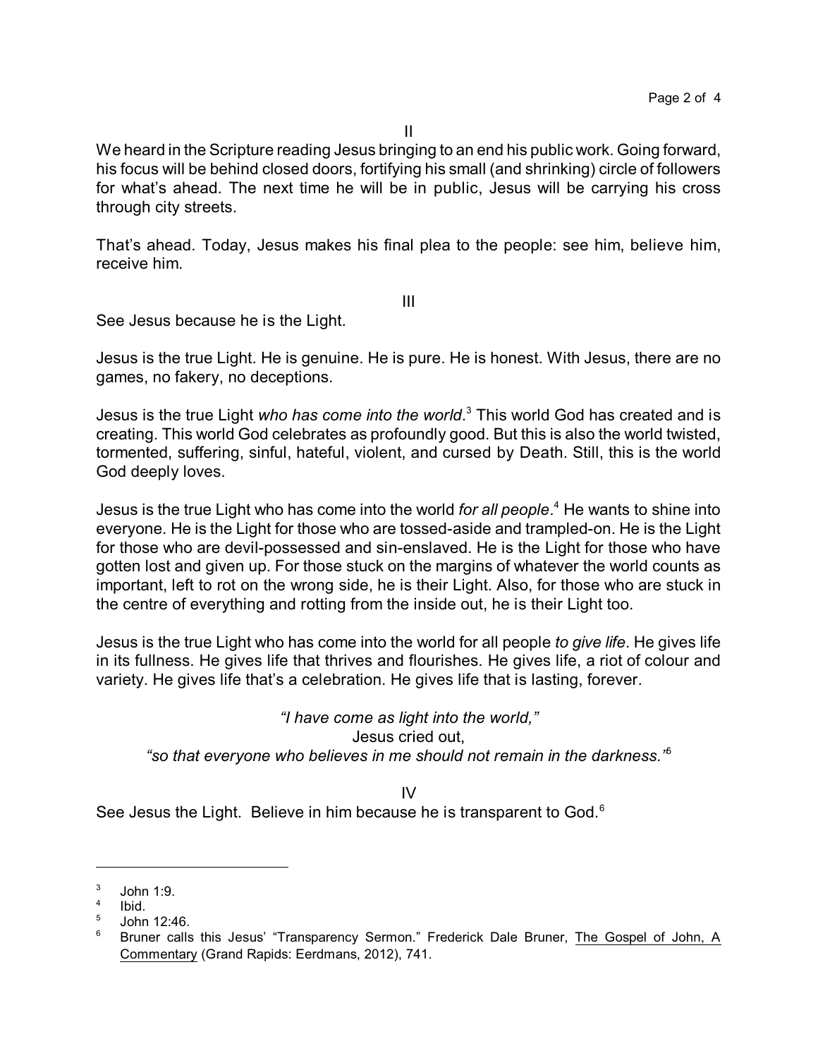II

We heard in the Scripture reading Jesus bringing to an end his public work. Going forward, his focus will be behind closed doors, fortifying his small (and shrinking) circle of followers for what's ahead. The next time he will be in public, Jesus will be carrying his cross through city streets.

That's ahead. Today, Jesus makes his final plea to the people: see him, believe him, receive him.

III

See Jesus because he is the Light.

Jesus is the true Light. He is genuine. He is pure. He is honest. With Jesus, there are no games, no fakery, no deceptions.

Jesus is the true Light *who has come into the world*.[3] This world God has created and is creating. This world God celebrates as profoundly good. But this is also the world twisted, tormented, suffering, sinful, hateful, violent, and cursed by Death. Still, this is the world God deeply loves.

Jesus is the true Light who has come into the world *for all people*.[4] He wants to shine into everyone. He is the Light for those who are tossed-aside and trampled-on. He is the Light for those who are devil-possessed and sin-enslaved. He is the Light for those who have gotten lost and given up. For those stuck on the margins of whatever the world counts as important, left to rot on the wrong side, he is their Light. Also, for those who are stuck in the centre of everything and rotting from the inside out, he is their Light too.

Jesus is the true Light who has come into the world for all people *to give life*. He gives life in its fullness. He gives life that thrives and flourishes. He gives life, a riot of colour and variety. He gives life that's a celebration. He gives life that is lasting, forever.

*"I have come as light into the world,"*
Jesus cried out,
*"so that everyone who believes in me should not remain in the darkness."*[5]

IV

See Jesus the Light. Believe in him because he is transparent to God.[6]

---

[3] John 1:9.

[4] Ibid.

[5] John 12:46.

[6] Bruner calls this Jesus' "Transparency Sermon." Frederick Dale Bruner, The Gospel of John, A Commentary (Grand Rapids: Eerdmans, 2012), 741.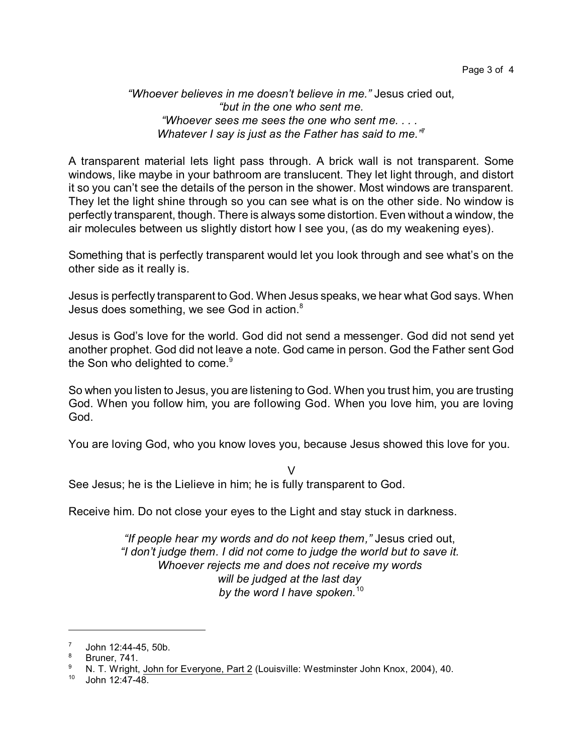*"Whoever believes in me doesn't believe in me."* Jesus cried out*,*
*"but in the one who sent me.*
*"Whoever sees me sees the one who sent me. . . .*
*Whatever I say is just as the Father has said to me."*[7]

A transparent material lets light pass through. A brick wall is not transparent. Some windows, like maybe in your bathroom are translucent. They let light through, and distort it so you can't see the details of the person in the shower. Most windows are transparent. They let the light shine through so you can see what is on the other side. No window is perfectly transparent, though. There is always some distortion. Even without a window, the air molecules between us slightly distort how I see you, (as do my weakening eyes).

Something that is perfectly transparent would let you look through and see what's on the other side as it really is.

Jesus is perfectly transparent to God. When Jesus speaks, we hear what God says. When Jesus does something, we see God in action.[8]

Jesus is God's love for the world. God did not send a messenger. God did not send yet another prophet. God did not leave a note. God came in person. God the Father sent God the Son who delighted to come.[9]

So when you listen to Jesus, you are listening to God. When you trust him, you are trusting God. When you follow him, you are following God. When you love him, you are loving God.

You are loving God, who you know loves you, because Jesus showed this love for you.

V

See Jesus; he is the Lielieve in him; he is fully transparent to God.

Receive him. Do not close your eyes to the Light and stay stuck in darkness.

*"If people hear my words and do not keep them,"* Jesus cried out,
*"I don't judge them. I did not come to judge the world but to save it.*
*Whoever rejects me and does not receive my words*
*will be judged at the last day*
*by the word I have spoken.*[10]

---

[7] John 12:44-45, 50b.

[8] Bruner, 741.

[9] N. T. Wright, John for Everyone, Part 2 (Louisville: Westminster John Knox, 2004), 40.

[10] John 12:47-48.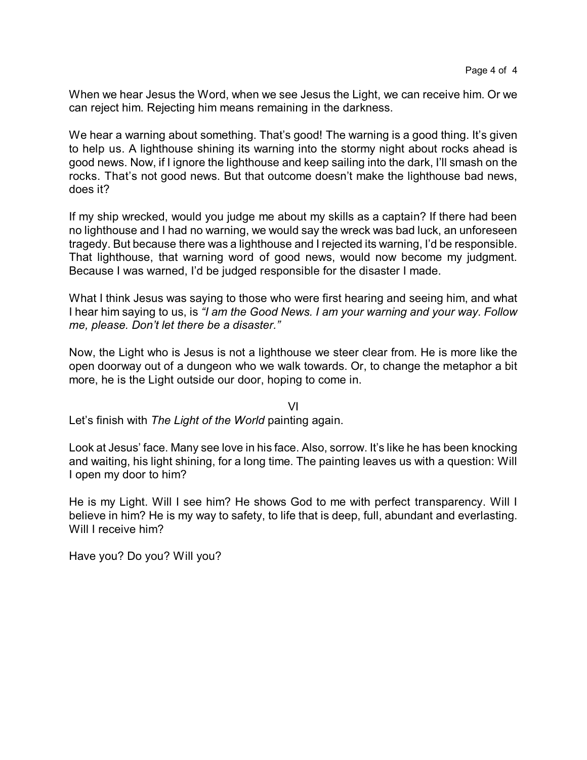When we hear Jesus the Word, when we see Jesus the Light, we can receive him. Or we can reject him. Rejecting him means remaining in the darkness.

We hear a warning about something. That's good! The warning is a good thing. It's given to help us. A lighthouse shining its warning into the stormy night about rocks ahead is good news. Now, if I ignore the lighthouse and keep sailing into the dark, I'll smash on the rocks. That's not good news. But that outcome doesn't make the lighthouse bad news, does it?

If my ship wrecked, would you judge me about my skills as a captain? If there had been no lighthouse and I had no warning, we would say the wreck was bad luck, an unforeseen tragedy. But because there was a lighthouse and I rejected its warning, I'd be responsible. That lighthouse, that warning word of good news, would now become my judgment. Because I was warned, I'd be judged responsible for the disaster I made.

What I think Jesus was saying to those who were first hearing and seeing him, and what I hear him saying to us, is *"I am the Good News. I am your warning and your way. Follow me, please. Don't let there be a disaster."*

Now, the Light who is Jesus is not a lighthouse we steer clear from. He is more like the open doorway out of a dungeon who we walk towards. Or, to change the metaphor a bit more, he is the Light outside our door, hoping to come in.

## VI

Let's finish with *The Light of the World* painting again.

Look at Jesus' face. Many see love in his face. Also, sorrow. It's like he has been knocking and waiting, his light shining, for a long time. The painting leaves us with a question: Will I open my door to him?

He is my Light. Will I see him? He shows God to me with perfect transparency. Will I believe in him? He is my way to safety, to life that is deep, full, abundant and everlasting. Will I receive him?

Have you? Do you? Will you?